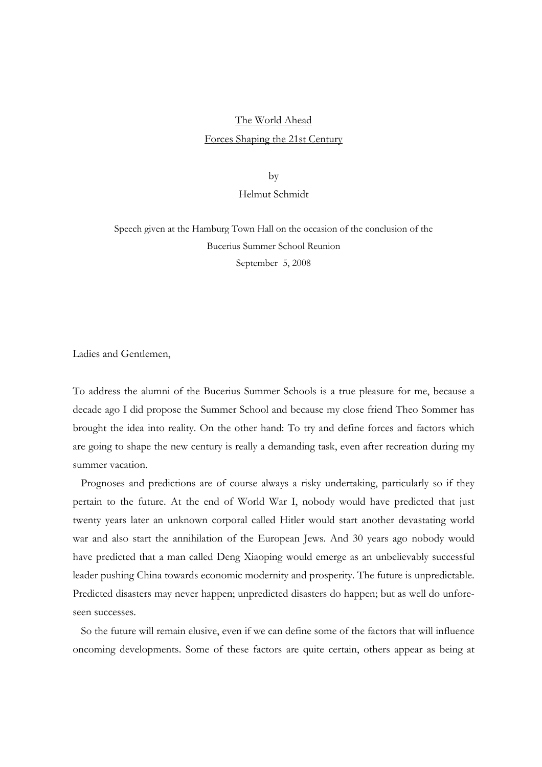# The World Ahead

## Forces Shaping the 21st Century

by

Helmut Schmidt

Speech given at the Hamburg Town Hall on the occasion of the conclusion of the Bucerius Summer School Reunion

September 5, 2008

Ladies and Gentlemen,

To address the alumni of the Bucerius Summer Schools is a true pleasure for me, because a decade ago I did propose the Summer School and because my close friend Theo Sommer has brought the idea into reality. On the other hand: To try and define forces and factors which are going to shape the new century is really a demanding task, even after recreation during my summer vacation.

Prognoses and predictions are of course always a risky undertaking, particularly so if they pertain to the future. At the end of World War I, nobody would have predicted that just twenty years later an unknown corporal called Hitler would start another devastating world war and also start the annihilation of the European Jews. And 30 years ago nobody would have predicted that a man called Deng Xiaoping would emerge as an unbelievably successful leader pushing China towards economic modernity and prosperity. The future is unpredictable. Predicted disasters may never happen; unpredicted disasters do happen; but as well do unforeseen successes.

So the future will remain elusive, even if we can define some of the factors that will influence oncoming developments. Some of these factors are quite certain, others appear as being at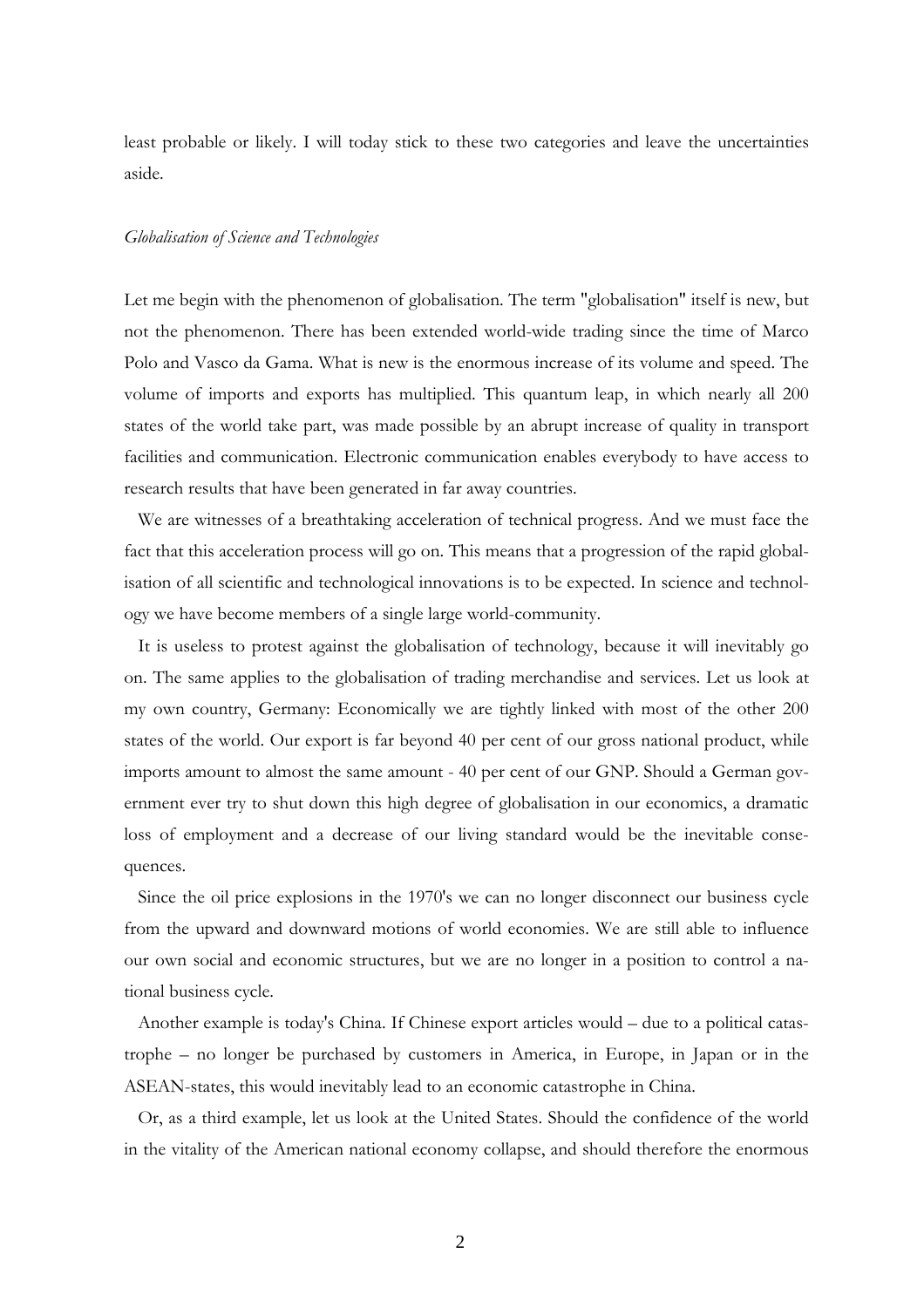least probable or likely. I will today stick to these two categories and leave the uncertainties aside.

*Globalisation of Science and Technologies*

Let me begin with the phenomenon of globalisation. The term "globalisation" itself is new, but not the phenomenon. There has been extended world-wide trading since the time of Marco Polo and Vasco da Gama. What is new is the enormous increase of its volume and speed. The volume of imports and exports has multiplied. This quantum leap, in which nearly all 200 states of the world take part, was made possible by an abrupt increase of quality in transport facilities and communication. Electronic communication enables everybody to have access to research results that have been generated in far away countries.

We are witnesses of a breathtaking acceleration of technical progress. And we must face the fact that this acceleration process will go on. This means that a progression of the rapid globalisation of all scientific and technological innovations is to be expected. In science and technology we have become members of a single large world-community.

It is useless to protest against the globalisation of technology, because it will inevitably go on. The same applies to the globalisation of trading merchandise and services. Let us look at my own country, Germany: Economically we are tightly linked with most of the other 200 states of the world. Our export is far beyond 40 per cent of our gross national product, while imports amount to almost the same amount - 40 per cent of our GNP. Should a German government ever try to shut down this high degree of globalisation in our economics, a dramatic loss of employment and a decrease of our living standard would be the inevitable consequences.

Since the oil price explosions in the 1970's we can no longer disconnect our business cycle from the upward and downward motions of world economies. We are still able to influence our own social and economic structures, but we are no longer in a position to control a national business cycle.

Another example is today's China. If Chinese export articles would – due to a political catastrophe – no longer be purchased by customers in America, in Europe, in Japan or in the ASEAN-states, this would inevitably lead to an economic catastrophe in China.

Or, as a third example, let us look at the United States. Should the confidence of the world in the vitality of the American national economy collapse, and should therefore the enormous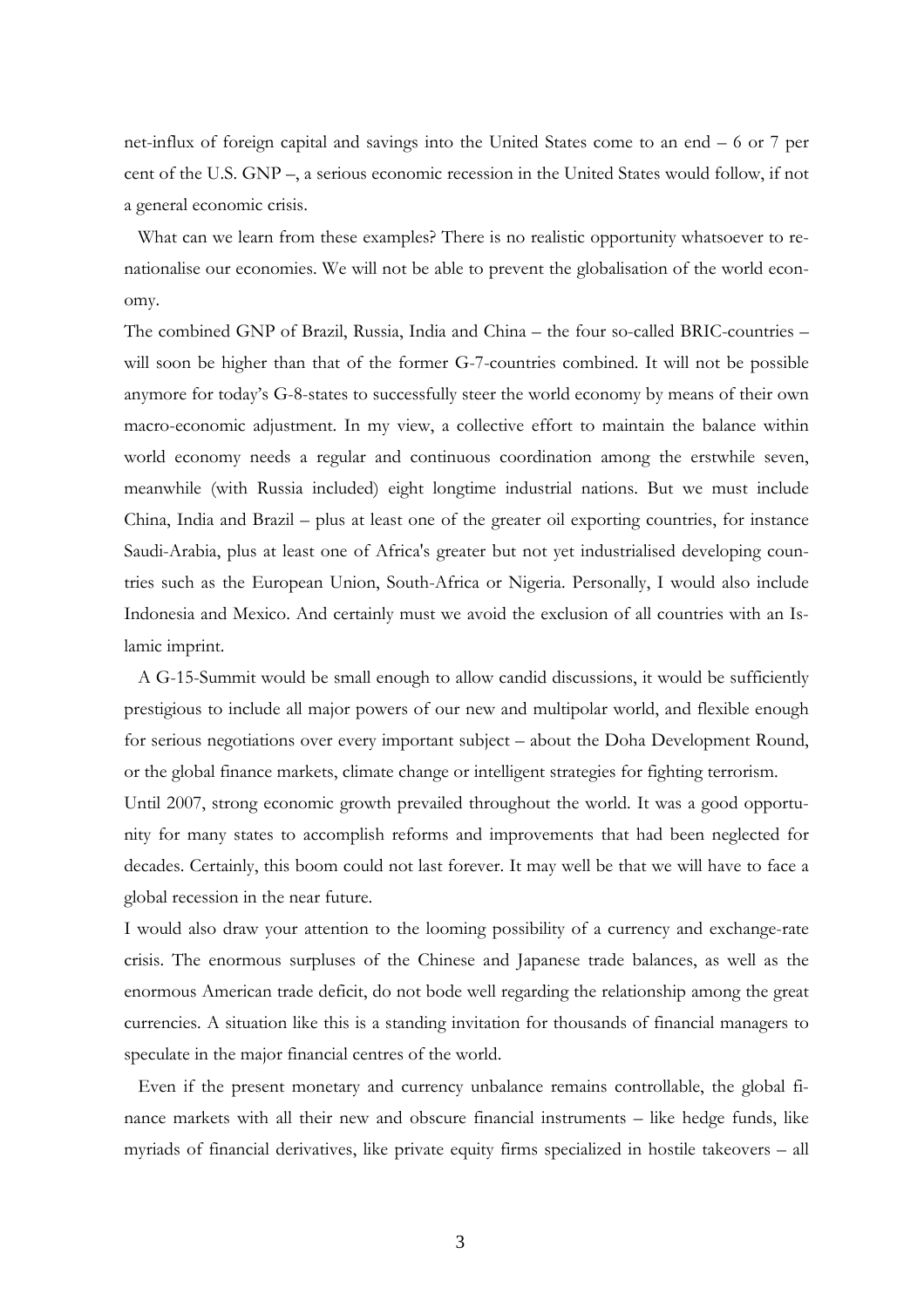net-influx of foreign capital and savings into the United States come to an end – 6 or 7 per cent of the U.S. GNP –, a serious economic recession in the United States would follow, if not a general economic crisis.

What can we learn from these examples? There is no realistic opportunity whatsoever to re-nationalise our economies. We will not be able to prevent the globalisation of the world economy.

The combined GNP of Brazil, Russia, India and China – the four so-called BRIC-countries – will soon be higher than that of the former G-7-countries combined. It will not be possible anymore for today's G-8-states to successfully steer the world economy by means of their own macro-economic adjustment. In my view, a collective effort to maintain the balance within world economy needs a regular and continuous coordination among the erstwhile seven, meanwhile (with Russia included) eight longtime industrial nations. But we must include China, India and Brazil – plus at least one of the greater oil exporting countries, for instance Saudi-Arabia, plus at least one of Africa's greater but not yet industrialised developing countries such as the European Union, South-Africa or Nigeria. Personally, I would also include Indonesia and Mexico. And certainly must we avoid the exclusion of all countries with an Islamic imprint.

A G-15-Summit would be small enough to allow candid discussions, it would be sufficiently prestigious to include all major powers of our new and multipolar world, and flexible enough for serious negotiations over every important subject – about the Doha Development Round, or the global finance markets, climate change or intelligent strategies for fighting terrorism.

Until 2007, strong economic growth prevailed throughout the world. It was a good opportunity for many states to accomplish reforms and improvements that had been neglected for decades. Certainly, this boom could not last forever. It may well be that we will have to face a global recession in the near future.

I would also draw your attention to the looming possibility of a currency and exchange-rate crisis. The enormous surpluses of the Chinese and Japanese trade balances, as well as the enormous American trade deficit, do not bode well regarding the relationship among the great currencies. A situation like this is a standing invitation for thousands of financial managers to speculate in the major financial centres of the world.

Even if the present monetary and currency unbalance remains controllable, the global finance markets with all their new and obscure financial instruments – like hedge funds, like myriads of financial derivatives, like private equity firms specialized in hostile takeovers – all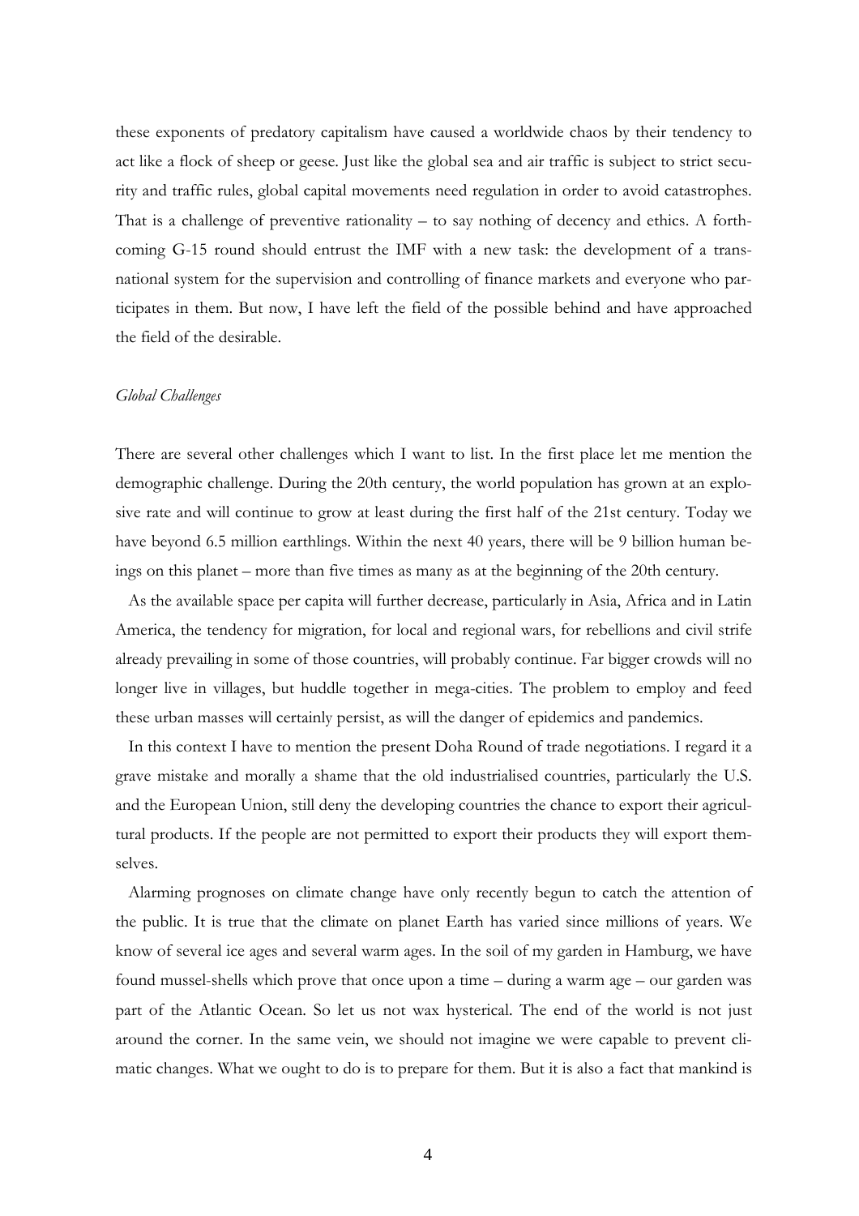these exponents of predatory capitalism have caused a worldwide chaos by their tendency to act like a flock of sheep or geese. Just like the global sea and air traffic is subject to strict security and traffic rules, global capital movements need regulation in order to avoid catastrophes. That is a challenge of preventive rationality – to say nothing of decency and ethics. A forthcoming G-15 round should entrust the IMF with a new task: the development of a transnational system for the supervision and controlling of finance markets and everyone who participates in them. But now, I have left the field of the possible behind and have approached the field of the desirable.

*Global Challenges*

There are several other challenges which I want to list. In the first place let me mention the demographic challenge. During the 20th century, the world population has grown at an explosive rate and will continue to grow at least during the first half of the 21st century. Today we have beyond 6.5 million earthlings. Within the next 40 years, there will be 9 billion human beings on this planet – more than five times as many as at the beginning of the 20th century.

As the available space per capita will further decrease, particularly in Asia, Africa and in Latin America, the tendency for migration, for local and regional wars, for rebellions and civil strife already prevailing in some of those countries, will probably continue. Far bigger crowds will no longer live in villages, but huddle together in mega-cities. The problem to employ and feed these urban masses will certainly persist, as will the danger of epidemics and pandemics.

In this context I have to mention the present Doha Round of trade negotiations. I regard it a grave mistake and morally a shame that the old industrialised countries, particularly the U.S. and the European Union, still deny the developing countries the chance to export their agricultural products. If the people are not permitted to export their products they will export themselves.

Alarming prognoses on climate change have only recently begun to catch the attention of the public. It is true that the climate on planet Earth has varied since millions of years. We know of several ice ages and several warm ages. In the soil of my garden in Hamburg, we have found mussel-shells which prove that once upon a time – during a warm age – our garden was part of the Atlantic Ocean. So let us not wax hysterical. The end of the world is not just around the corner. In the same vein, we should not imagine we were capable to prevent climatic changes. What we ought to do is to prepare for them. But it is also a fact that mankind is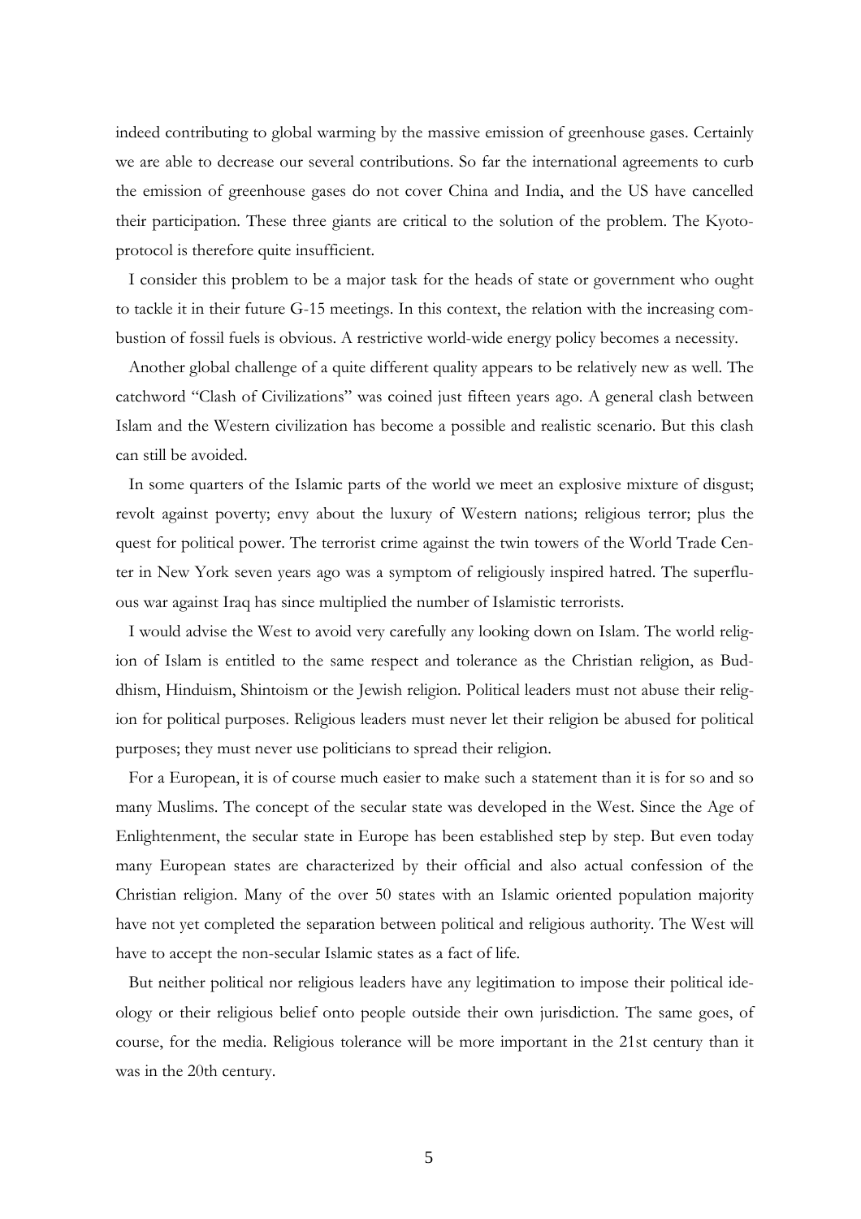indeed contributing to global warming by the massive emission of greenhouse gases. Certainly we are able to decrease our several contributions. So far the international agreements to curb the emission of greenhouse gases do not cover China and India, and the US have cancelled their participation. These three giants are critical to the solution of the problem. The Kyoto-protocol is therefore quite insufficient.

I consider this problem to be a major task for the heads of state or government who ought to tackle it in their future G-15 meetings. In this context, the relation with the increasing combustion of fossil fuels is obvious. A restrictive world-wide energy policy becomes a necessity.

Another global challenge of a quite different quality appears to be relatively new as well. The catchword "Clash of Civilizations" was coined just fifteen years ago. A general clash between Islam and the Western civilization has become a possible and realistic scenario. But this clash can still be avoided.

In some quarters of the Islamic parts of the world we meet an explosive mixture of disgust; revolt against poverty; envy about the luxury of Western nations; religious terror; plus the quest for political power. The terrorist crime against the twin towers of the World Trade Center in New York seven years ago was a symptom of religiously inspired hatred. The superfluous war against Iraq has since multiplied the number of Islamistic terrorists.

I would advise the West to avoid very carefully any looking down on Islam. The world religion of Islam is entitled to the same respect and tolerance as the Christian religion, as Buddhism, Hinduism, Shintoism or the Jewish religion. Political leaders must not abuse their religion for political purposes. Religious leaders must never let their religion be abused for political purposes; they must never use politicians to spread their religion.

For a European, it is of course much easier to make such a statement than it is for so and so many Muslims. The concept of the secular state was developed in the West. Since the Age of Enlightenment, the secular state in Europe has been established step by step. But even today many European states are characterized by their official and also actual confession of the Christian religion. Many of the over 50 states with an Islamic oriented population majority have not yet completed the separation between political and religious authority. The West will have to accept the non-secular Islamic states as a fact of life.

But neither political nor religious leaders have any legitimation to impose their political ideology or their religious belief onto people outside their own jurisdiction. The same goes, of course, for the media. Religious tolerance will be more important in the 21st century than it was in the 20th century.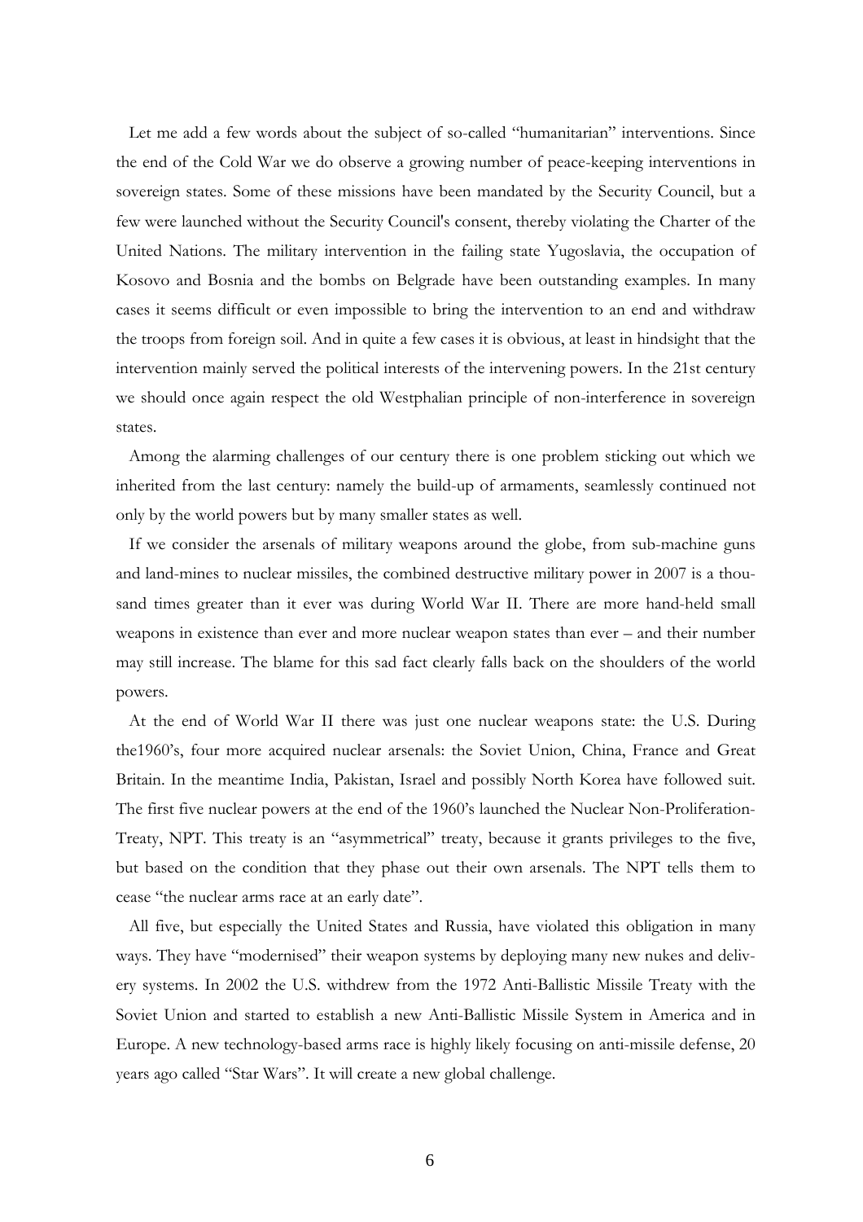Let me add a few words about the subject of so-called "humanitarian" interventions. Since the end of the Cold War we do observe a growing number of peace-keeping interventions in sovereign states. Some of these missions have been mandated by the Security Council, but a few were launched without the Security Council's consent, thereby violating the Charter of the United Nations. The military intervention in the failing state Yugoslavia, the occupation of Kosovo and Bosnia and the bombs on Belgrade have been outstanding examples. In many cases it seems difficult or even impossible to bring the intervention to an end and withdraw the troops from foreign soil. And in quite a few cases it is obvious, at least in hindsight that the intervention mainly served the political interests of the intervening powers. In the 21st century we should once again respect the old Westphalian principle of non-interference in sovereign states.

Among the alarming challenges of our century there is one problem sticking out which we inherited from the last century: namely the build-up of armaments, seamlessly continued not only by the world powers but by many smaller states as well.

If we consider the arsenals of military weapons around the globe, from sub-machine guns and land-mines to nuclear missiles, the combined destructive military power in 2007 is a thousand times greater than it ever was during World War II. There are more hand-held small weapons in existence than ever and more nuclear weapon states than ever – and their number may still increase. The blame for this sad fact clearly falls back on the shoulders of the world powers.

At the end of World War II there was just one nuclear weapons state: the U.S. During the1960's, four more acquired nuclear arsenals: the Soviet Union, China, France and Great Britain. In the meantime India, Pakistan, Israel and possibly North Korea have followed suit. The first five nuclear powers at the end of the 1960's launched the Nuclear Non-Proliferation-Treaty, NPT. This treaty is an "asymmetrical" treaty, because it grants privileges to the five, but based on the condition that they phase out their own arsenals. The NPT tells them to cease "the nuclear arms race at an early date".

All five, but especially the United States and Russia, have violated this obligation in many ways. They have "modernised" their weapon systems by deploying many new nukes and delivery systems. In 2002 the U.S. withdrew from the 1972 Anti-Ballistic Missile Treaty with the Soviet Union and started to establish a new Anti-Ballistic Missile System in America and in Europe. A new technology-based arms race is highly likely focusing on anti-missile defense, 20 years ago called "Star Wars". It will create a new global challenge.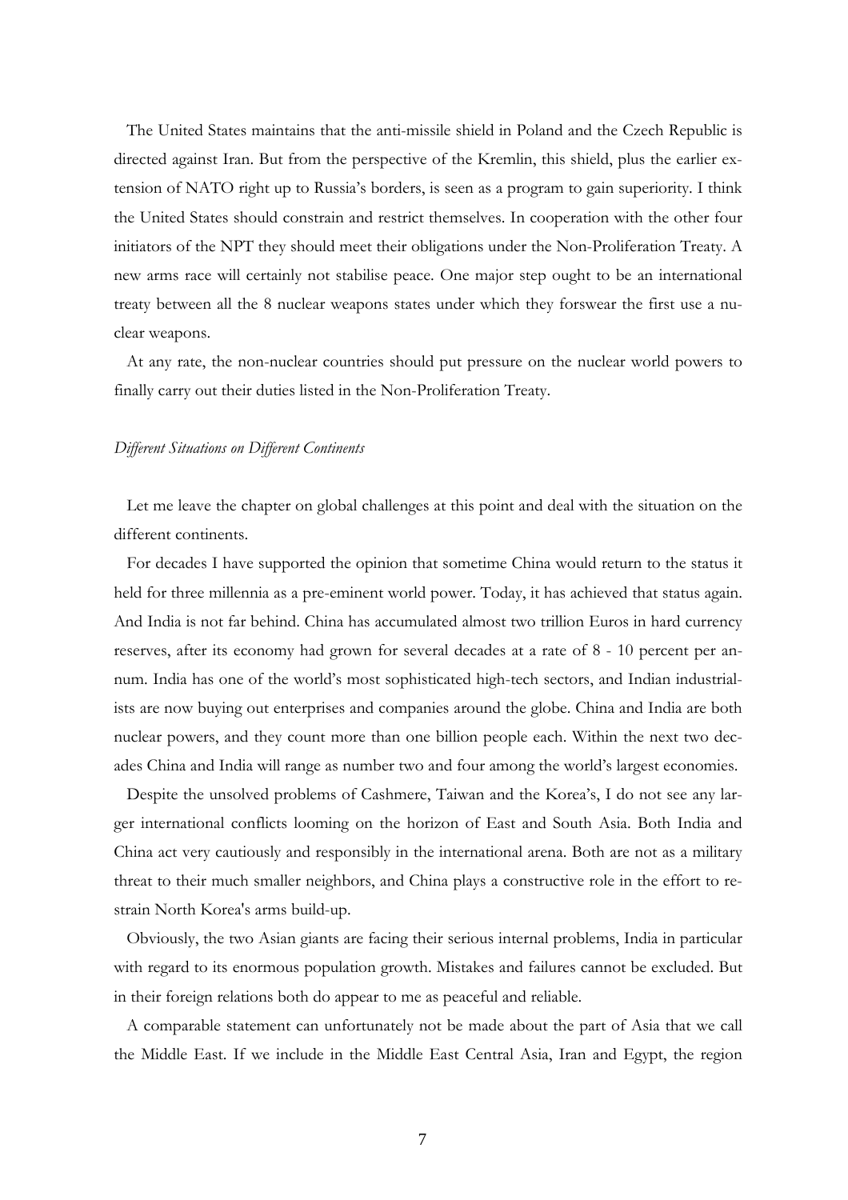The United States maintains that the anti-missile shield in Poland and the Czech Republic is directed against Iran. But from the perspective of the Kremlin, this shield, plus the earlier extension of NATO right up to Russia's borders, is seen as a program to gain superiority. I think the United States should constrain and restrict themselves. In cooperation with the other four initiators of the NPT they should meet their obligations under the Non-Proliferation Treaty. A new arms race will certainly not stabilise peace. One major step ought to be an international treaty between all the 8 nuclear weapons states under which they forswear the first use a nuclear weapons.

At any rate, the non-nuclear countries should put pressure on the nuclear world powers to finally carry out their duties listed in the Non-Proliferation Treaty.

*Different Situations on Different Continents*

Let me leave the chapter on global challenges at this point and deal with the situation on the different continents.

For decades I have supported the opinion that sometime China would return to the status it held for three millennia as a pre-eminent world power. Today, it has achieved that status again. And India is not far behind. China has accumulated almost two trillion Euros in hard currency reserves, after its economy had grown for several decades at a rate of 8 - 10 percent per annum. India has one of the world's most sophisticated high-tech sectors, and Indian industrialists are now buying out enterprises and companies around the globe. China and India are both nuclear powers, and they count more than one billion people each. Within the next two decades China and India will range as number two and four among the world's largest economies.

Despite the unsolved problems of Cashmere, Taiwan and the Korea's, I do not see any larger international conflicts looming on the horizon of East and South Asia. Both India and China act very cautiously and responsibly in the international arena. Both are not as a military threat to their much smaller neighbors, and China plays a constructive role in the effort to restrain North Korea's arms build-up.

Obviously, the two Asian giants are facing their serious internal problems, India in particular with regard to its enormous population growth. Mistakes and failures cannot be excluded. But in their foreign relations both do appear to me as peaceful and reliable.

A comparable statement can unfortunately not be made about the part of Asia that we call the Middle East. If we include in the Middle East Central Asia, Iran and Egypt, the region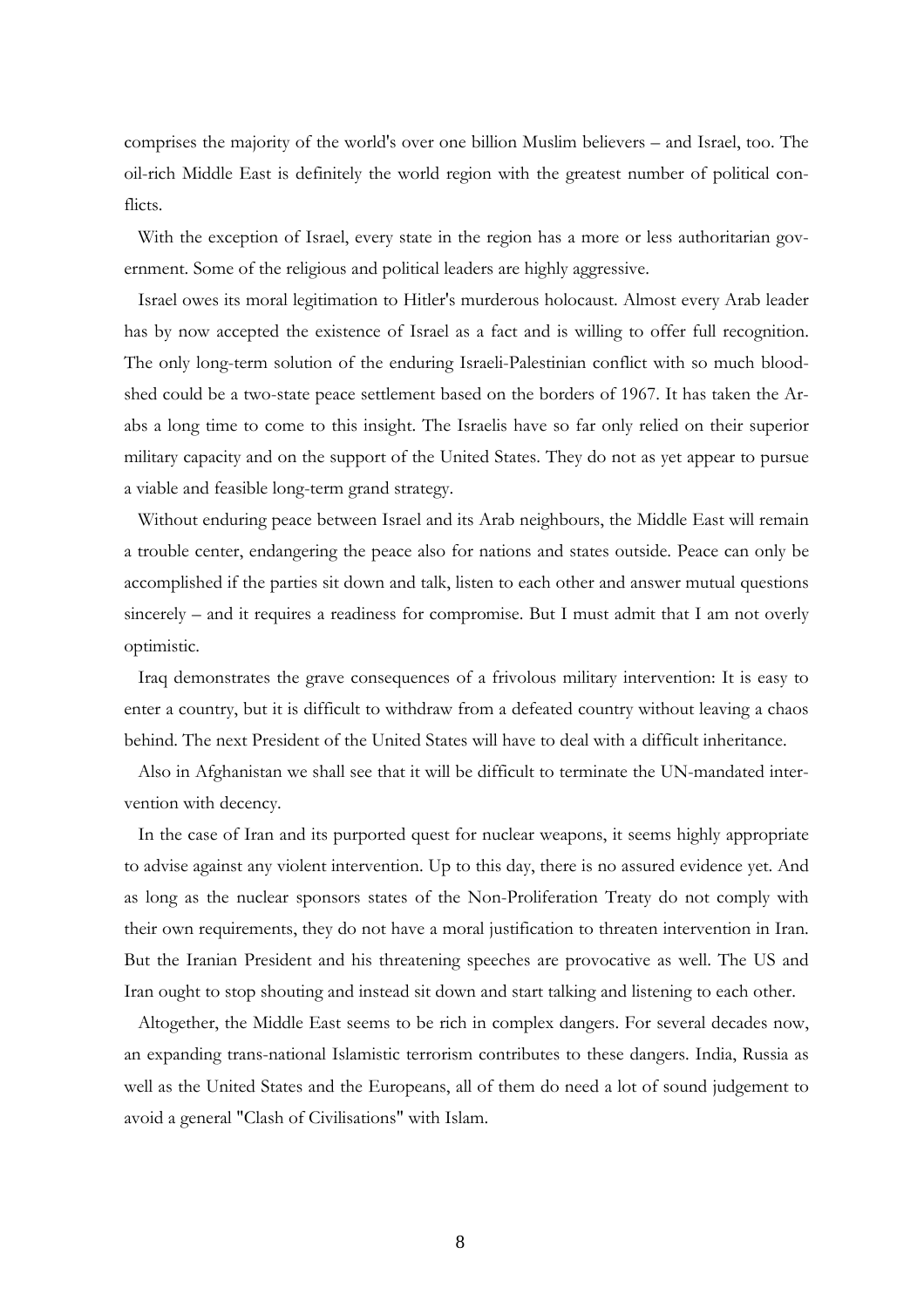comprises the majority of the world's over one billion Muslim believers – and Israel, too. The oil-rich Middle East is definitely the world region with the greatest number of political conflicts.

With the exception of Israel, every state in the region has a more or less authoritarian government. Some of the religious and political leaders are highly aggressive.

Israel owes its moral legitimation to Hitler's murderous holocaust. Almost every Arab leader has by now accepted the existence of Israel as a fact and is willing to offer full recognition. The only long-term solution of the enduring Israeli-Palestinian conflict with so much bloodshed could be a two-state peace settlement based on the borders of 1967. It has taken the Arabs a long time to come to this insight. The Israelis have so far only relied on their superior military capacity and on the support of the United States. They do not as yet appear to pursue a viable and feasible long-term grand strategy.

Without enduring peace between Israel and its Arab neighbours, the Middle East will remain a trouble center, endangering the peace also for nations and states outside. Peace can only be accomplished if the parties sit down and talk, listen to each other and answer mutual questions sincerely – and it requires a readiness for compromise. But I must admit that I am not overly optimistic.

Iraq demonstrates the grave consequences of a frivolous military intervention: It is easy to enter a country, but it is difficult to withdraw from a defeated country without leaving a chaos behind. The next President of the United States will have to deal with a difficult inheritance.

Also in Afghanistan we shall see that it will be difficult to terminate the UN-mandated intervention with decency.

In the case of Iran and its purported quest for nuclear weapons, it seems highly appropriate to advise against any violent intervention. Up to this day, there is no assured evidence yet. And as long as the nuclear sponsors states of the Non-Proliferation Treaty do not comply with their own requirements, they do not have a moral justification to threaten intervention in Iran. But the Iranian President and his threatening speeches are provocative as well. The US and Iran ought to stop shouting and instead sit down and start talking and listening to each other.

Altogether, the Middle East seems to be rich in complex dangers. For several decades now, an expanding trans-national Islamistic terrorism contributes to these dangers. India, Russia as well as the United States and the Europeans, all of them do need a lot of sound judgement to avoid a general "Clash of Civilisations" with Islam.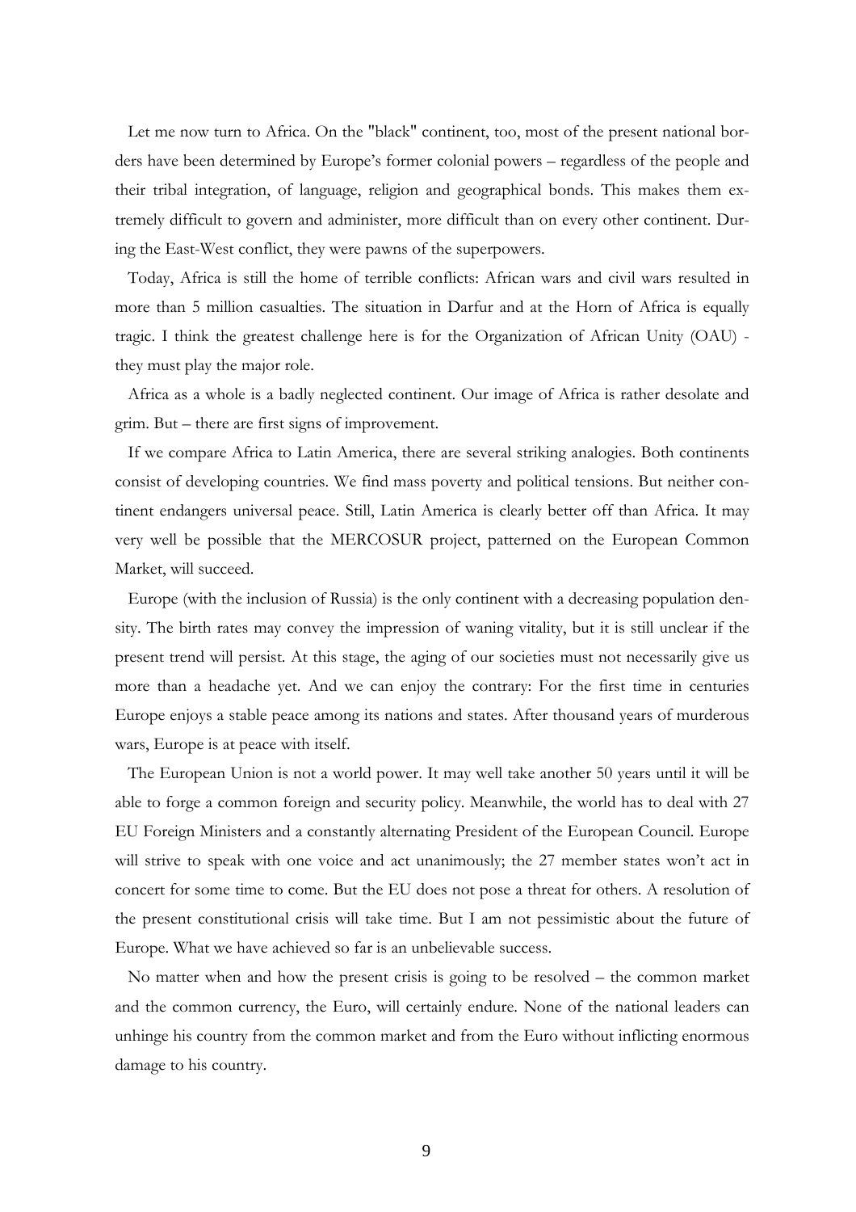Let me now turn to Africa. On the "black" continent, too, most of the present national borders have been determined by Europe's former colonial powers – regardless of the people and their tribal integration, of language, religion and geographical bonds. This makes them extremely difficult to govern and administer, more difficult than on every other continent. During the East-West conflict, they were pawns of the superpowers.

Today, Africa is still the home of terrible conflicts: African wars and civil wars resulted in more than 5 million casualties. The situation in Darfur and at the Horn of Africa is equally tragic. I think the greatest challenge here is for the Organization of African Unity (OAU) - they must play the major role.

Africa as a whole is a badly neglected continent. Our image of Africa is rather desolate and grim. But – there are first signs of improvement.

If we compare Africa to Latin America, there are several striking analogies. Both continents consist of developing countries. We find mass poverty and political tensions. But neither continent endangers universal peace. Still, Latin America is clearly better off than Africa. It may very well be possible that the MERCOSUR project, patterned on the European Common Market, will succeed.

Europe (with the inclusion of Russia) is the only continent with a decreasing population density. The birth rates may convey the impression of waning vitality, but it is still unclear if the present trend will persist. At this stage, the aging of our societies must not necessarily give us more than a headache yet. And we can enjoy the contrary: For the first time in centuries Europe enjoys a stable peace among its nations and states. After thousand years of murderous wars, Europe is at peace with itself.

The European Union is not a world power. It may well take another 50 years until it will be able to forge a common foreign and security policy. Meanwhile, the world has to deal with 27 EU Foreign Ministers and a constantly alternating President of the European Council. Europe will strive to speak with one voice and act unanimously; the 27 member states won't act in concert for some time to come. But the EU does not pose a threat for others. A resolution of the present constitutional crisis will take time. But I am not pessimistic about the future of Europe. What we have achieved so far is an unbelievable success.

No matter when and how the present crisis is going to be resolved – the common market and the common currency, the Euro, will certainly endure. None of the national leaders can unhinge his country from the common market and from the Euro without inflicting enormous damage to his country.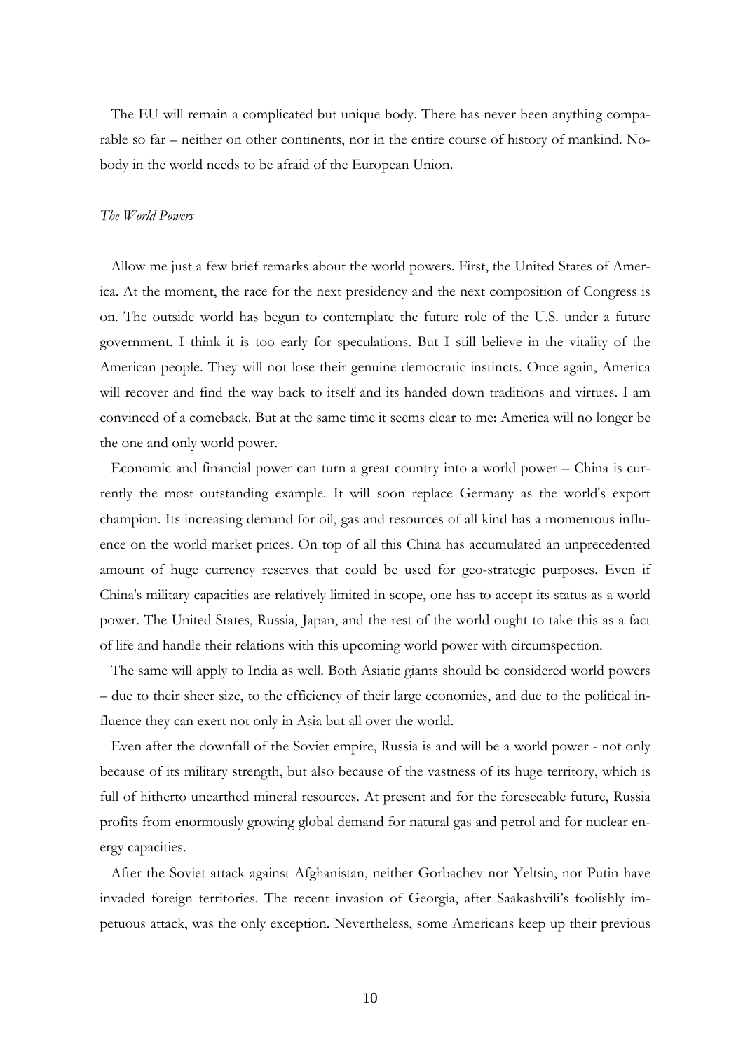The EU will remain a complicated but unique body. There has never been anything comparable so far – neither on other continents, nor in the entire course of history of mankind. Nobody in the world needs to be afraid of the European Union.

### *The World Powers*

Allow me just a few brief remarks about the world powers. First, the United States of America. At the moment, the race for the next presidency and the next composition of Congress is on. The outside world has begun to contemplate the future role of the U.S. under a future government. I think it is too early for speculations. But I still believe in the vitality of the American people. They will not lose their genuine democratic instincts. Once again, America will recover and find the way back to itself and its handed down traditions and virtues. I am convinced of a comeback. But at the same time it seems clear to me: America will no longer be the one and only world power.

Economic and financial power can turn a great country into a world power – China is currently the most outstanding example. It will soon replace Germany as the world's export champion. Its increasing demand for oil, gas and resources of all kind has a momentous influence on the world market prices. On top of all this China has accumulated an unprecedented amount of huge currency reserves that could be used for geo-strategic purposes. Even if China's military capacities are relatively limited in scope, one has to accept its status as a world power. The United States, Russia, Japan, and the rest of the world ought to take this as a fact of life and handle their relations with this upcoming world power with circumspection.

The same will apply to India as well. Both Asiatic giants should be considered world powers – due to their sheer size, to the efficiency of their large economies, and due to the political influence they can exert not only in Asia but all over the world.

Even after the downfall of the Soviet empire, Russia is and will be a world power - not only because of its military strength, but also because of the vastness of its huge territory, which is full of hitherto unearthed mineral resources. At present and for the foreseeable future, Russia profits from enormously growing global demand for natural gas and petrol and for nuclear energy capacities.

After the Soviet attack against Afghanistan, neither Gorbachev nor Yeltsin, nor Putin have invaded foreign territories. The recent invasion of Georgia, after Saakashvili's foolishly impetuous attack, was the only exception. Nevertheless, some Americans keep up their previous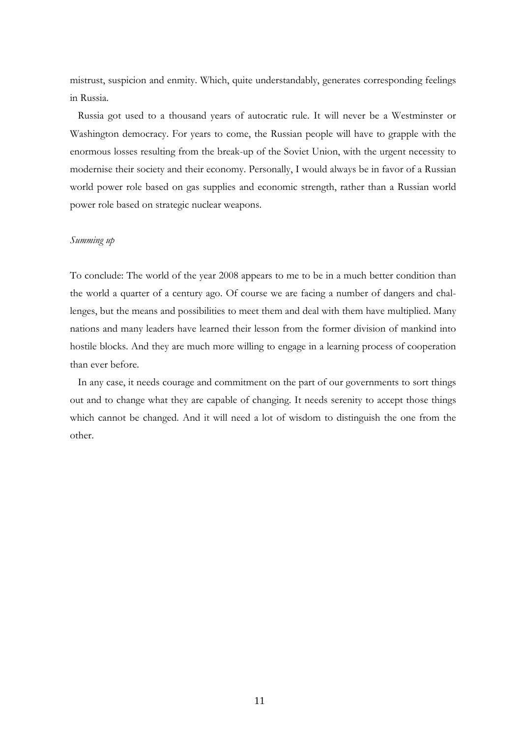mistrust, suspicion and enmity. Which, quite understandably, generates corresponding feelings in Russia.

Russia got used to a thousand years of autocratic rule. It will never be a Westminster or Washington democracy. For years to come, the Russian people will have to grapple with the enormous losses resulting from the break-up of the Soviet Union, with the urgent necessity to modernise their society and their economy. Personally, I would always be in favor of a Russian world power role based on gas supplies and economic strength, rather than a Russian world power role based on strategic nuclear weapons.

### *Summing up*

To conclude: The world of the year 2008 appears to me to be in a much better condition than the world a quarter of a century ago. Of course we are facing a number of dangers and challenges, but the means and possibilities to meet them and deal with them have multiplied. Many nations and many leaders have learned their lesson from the former division of mankind into hostile blocks. And they are much more willing to engage in a learning process of cooperation than ever before.

In any case, it needs courage and commitment on the part of our governments to sort things out and to change what they are capable of changing. It needs serenity to accept those things which cannot be changed. And it will need a lot of wisdom to distinguish the one from the other.